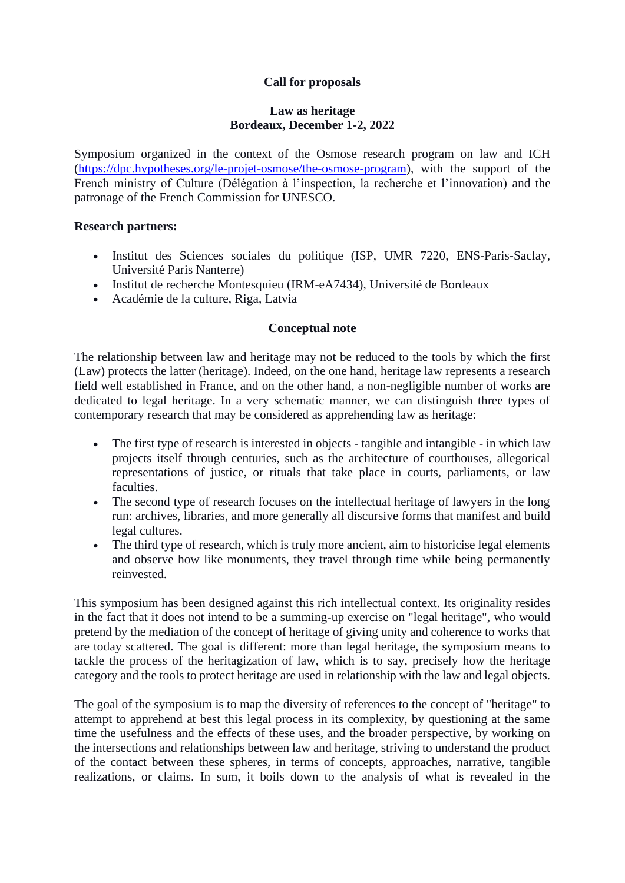**Call for proposals**

**Law as heritage**
**Bordeaux, December 1-2, 2022**

Symposium organized in the context of the Osmose research program on law and ICH (https://dpc.hypotheses.org/le-projet-osmose/the-osmose-program), with the support of the French ministry of Culture (Délégation à l'inspection, la recherche et l'innovation) and the patronage of the French Commission for UNESCO.

**Research partners:**

- Institut des Sciences sociales du politique (ISP, UMR 7220, ENS-Paris-Saclay, Université Paris Nanterre)
- Institut de recherche Montesquieu (IRM-eA7434), Université de Bordeaux
- Académie de la culture, Riga, Latvia

**Conceptual note**

The relationship between law and heritage may not be reduced to the tools by which the first (Law) protects the latter (heritage). Indeed, on the one hand, heritage law represents a research field well established in France, and on the other hand, a non-negligible number of works are dedicated to legal heritage. In a very schematic manner, we can distinguish three types of contemporary research that may be considered as apprehending law as heritage:

- The first type of research is interested in objects - tangible and intangible - in which law projects itself through centuries, such as the architecture of courthouses, allegorical representations of justice, or rituals that take place in courts, parliaments, or law faculties.
- The second type of research focuses on the intellectual heritage of lawyers in the long run: archives, libraries, and more generally all discursive forms that manifest and build legal cultures.
- The third type of research, which is truly more ancient, aim to historicise legal elements and observe how like monuments, they travel through time while being permanently reinvested.

This symposium has been designed against this rich intellectual context. Its originality resides in the fact that it does not intend to be a summing-up exercise on "legal heritage", who would pretend by the mediation of the concept of heritage of giving unity and coherence to works that are today scattered. The goal is different: more than legal heritage, the symposium means to tackle the process of the heritagization of law, which is to say, precisely how the heritage category and the tools to protect heritage are used in relationship with the law and legal objects.

The goal of the symposium is to map the diversity of references to the concept of "heritage" to attempt to apprehend at best this legal process in its complexity, by questioning at the same time the usefulness and the effects of these uses, and the broader perspective, by working on the intersections and relationships between law and heritage, striving to understand the product of the contact between these spheres, in terms of concepts, approaches, narrative, tangible realizations, or claims. In sum, it boils down to the analysis of what is revealed in the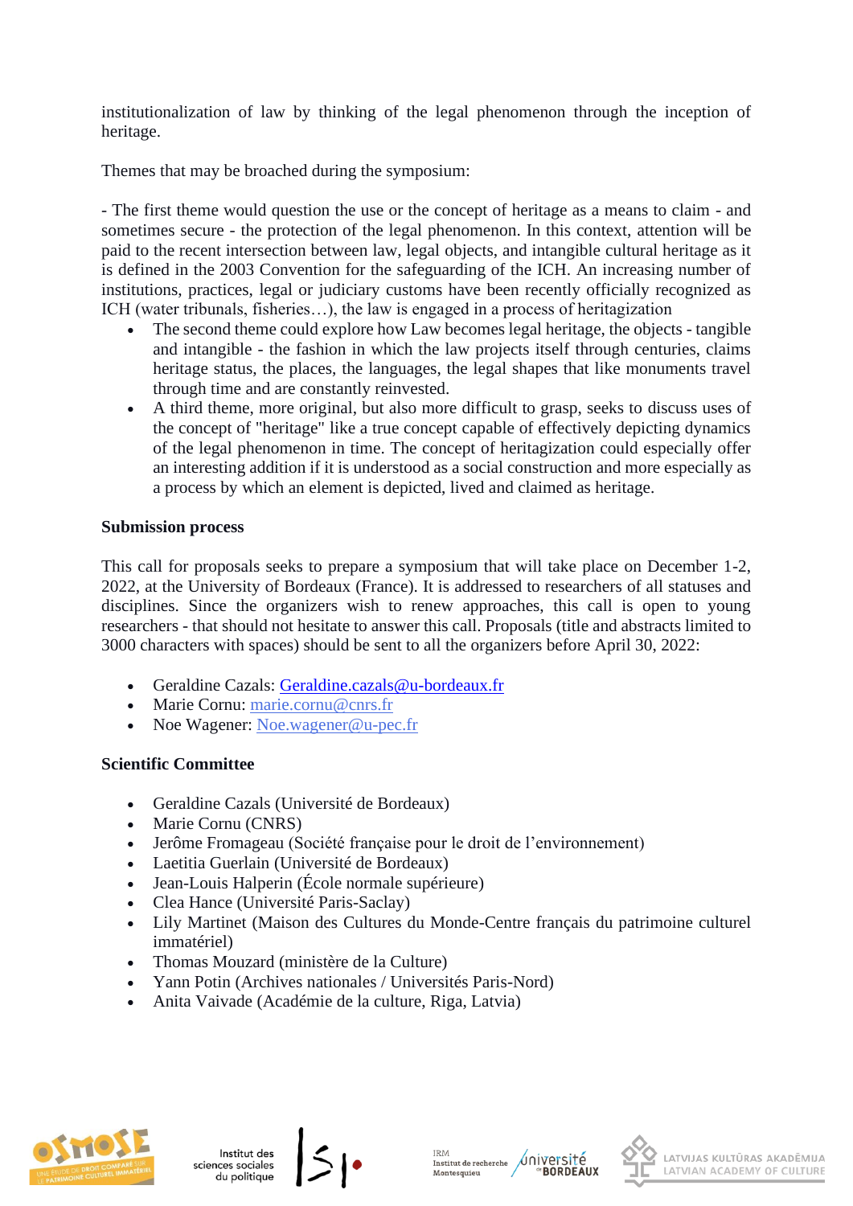institutionalization of law by thinking of the legal phenomenon through the inception of heritage.

Themes that may be broached during the symposium:

- The first theme would question the use or the concept of heritage as a means to claim - and sometimes secure - the protection of the legal phenomenon. In this context, attention will be paid to the recent intersection between law, legal objects, and intangible cultural heritage as it is defined in the 2003 Convention for the safeguarding of the ICH. An increasing number of institutions, practices, legal or judiciary customs have been recently officially recognized as ICH (water tribunals, fisheries…), the law is engaged in a process of heritagization
- The second theme could explore how Law becomes legal heritage, the objects - tangible and intangible - the fashion in which the law projects itself through centuries, claims heritage status, the places, the languages, the legal shapes that like monuments travel through time and are constantly reinvested.
- A third theme, more original, but also more difficult to grasp, seeks to discuss uses of the concept of "heritage" like a true concept capable of effectively depicting dynamics of the legal phenomenon in time. The concept of heritagization could especially offer an interesting addition if it is understood as a social construction and more especially as a process by which an element is depicted, lived and claimed as heritage.

**Submission process**

This call for proposals seeks to prepare a symposium that will take place on December 1-2, 2022, at the University of Bordeaux (France). It is addressed to researchers of all statuses and disciplines. Since the organizers wish to renew approaches, this call is open to young researchers - that should not hesitate to answer this call. Proposals (title and abstracts limited to 3000 characters with spaces) should be sent to all the organizers before April 30, 2022:

- Geraldine Cazals: Geraldine.cazals@u-bordeaux.fr
- Marie Cornu: marie.cornu@cnrs.fr
- Noe Wagener: Noe.wagener@u-pec.fr

**Scientific Committee**

- Geraldine Cazals (Université de Bordeaux)
- Marie Cornu (CNRS)
- Jerôme Fromageau (Société française pour le droit de l'environnement)
- Laetitia Guerlain (Université de Bordeaux)
- Jean-Louis Halperin (École normale supérieure)
- Clea Hance (Université Paris-Saclay)
- Lily Martinet (Maison des Cultures du Monde-Centre français du patrimoine culturel immatériel)
- Thomas Mouzard (ministère de la Culture)
- Yann Potin (Archives nationales / Universités Paris-Nord)
- Anita Vaivade (Académie de la culture, Riga, Latvia)